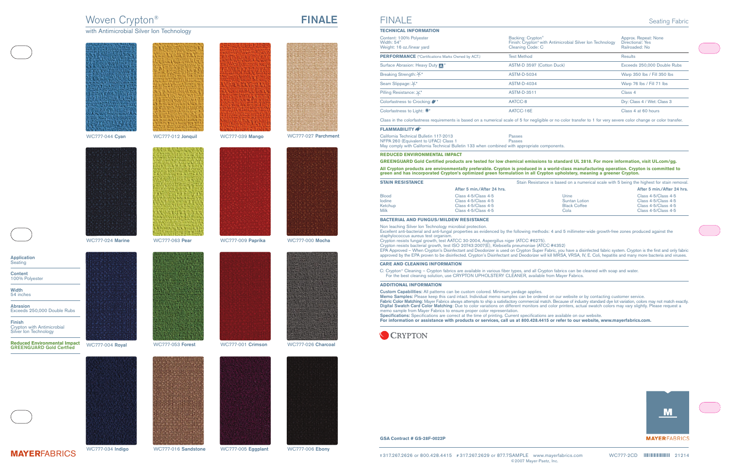# Woven Crypton®

with Antimicrobial Silver Ion Technology

## FINALE

WC777-044 **Cyan**
WC777-012 **Jonquil**
WC777-039 **Mango**
WC777-027 **Parchment**
WC777-024 **Marine**
WC777-063 **Pear**
WC777-009 **Paprika**
WC777-000 **Mocha**
WC777-004 **Royal**
WC777-053 **Forest**
WC777-001 **Crimson**
WC777-026 **Charcoal**
WC777-034 **Indigo**
WC777-016 **Sandstone**
WC777-005 **Eggplant**
WC777-006 **Ebony**

**Application**
Seating

**Content**
100% Polyester

**Width**
54 inches

**Abrasion**
Exceeds 250,000 Double Rubs

**Finish**
Crypton with Antimicrobial Silver Ion Technology

**Reduced Environmental Impact**
**GREENGUARD Gold Certfied**

**MAYER**FABRICS

# FINALE

Seating Fabric

### TECHNICAL INFORMATION

Content: 100% Polyester
Width: 54"
Weight: 16 oz./linear yard

Backing: Crypton®
Finish: Crypton® with Antimicrobial Silver Ion Technology
Cleaning Code: C

Approx. Repeat: None
Directional: Yes
Railroaded: No

| **PERFORMANCE** (*Certifications Marks Owned by ACT.) | Test Method | Results |
|---|---|---|
| Surface Abrasion: Heavy Duty * | ASTM-D 3597 (Cotton Duck) | Exceeds 250,000 Double Rubs |
| Breaking Strength: * | ASTM-D-5034 | Warp 350 lbs / Fill 350 lbs |
| Seam Slippage: * | ASTM-D-4034 | Warp 76 lbs / Fill 71 lbs |
| Pilling Resistance: * | ASTM-D-3511 | Class 4 |
| Colorfastness to Crocking: * | AATCC-8 | Dry: Class 4 / Wet: Class 3 |
| Colorfastness to Light: * | AATCC-16E | Class 4 at 60 hours |

Class in the colorfastness requirements is based on a numerical scale of 5 for negligible or no color transfer to 1 for very severe color change or color transfer.

### FLAMMABILITY *

| | |
|---|---|
| California Technical Bulletin 117-2013 | Passes |
| NFPA 260 (Equivalent to UFAC) Class 1 | Passes |

May comply with California Technical Bulletin 133 when combined with appropriate components.

### REDUCED ENVIRONMENTAL IMPACT

**GREENGUARD Gold Certified products are tested for low chemical emissions to standard UL 2818. For more information, visit UL.com/gg.**

**All Crypton products are environmentally preferable. Crypton is produced in a world-class manufacturing operation. Crypton is committed to green and has incorporated Crypton's optimized green formulation in all Crypton upholstery, meaning a greener Crypton.**

### STAIN RESISTANCE

Stain Resistance is based on a numerical scale with 5 being the highest for stain removal.

| | After 5 min./After 24 hrs. | | After 5 min./After 24 hrs. |
|---|---|---|---|
| Blood | Class 4-5/Class 4-5 | Urine | Class 4-5/Class 4-5 |
| Iodine | Class 4-5/Class 4-5 | Suntan Lotion | Class 4-5/Class 4-5 |
| Ketchup | Class 4-5/Class 4-5 | Black Coffee | Class 4-5/Class 4-5 |
| Milk | Class 4-5/Class 4-5 | Cola | Class 4-5/Class 4-5 |

### BACTERIAL AND FUNGUS/MILDEW RESISTANCE

Non leaching Silver Ion Technology microbial protection.
Excellent anti-bacterial and anti-fungal properties as evidenced by the following methods: 4 and 5 millimeter-wide growth-free zones produced against the staphylococcus aureus test organism.
Crypton resists fungal growth, test AATCC 30-2004, Aspergillus niger (ATCC #6275).
Crypton resists bacterial growth, test ISO 20743:2007(E), Klebsiella pneumoniae (ATCC #4352)
EPA Approved – When Crypton's Disinfectant and Deodorizer is used on Crypton Super Fabric, you have a disinfected fabric system. Crypton is the first and only fabric approved by the EPA proven to be disinfected. Crypton's Disinfectant and Deodorizer will kill MRSA, VRSA, IV, E. Coli, hepatitis and many more bacteria and viruses.

### CARE AND CLEANING INFORMATION

C: Crypton® Cleaning – Crypton fabrics are available in various fiber types, and all Crypton fabrics can be cleaned with soap and water. For the best cleaning solution, use CRYPTON UPHOLSTERY CLEANER, available from Mayer Fabrics.

### ADDITIONAL INFORMATION

**Custom Capabilities:** All patterns can be custom colored. Minimum yardage applies.
**Memo Samples:** Please keep this card intact. Individual memo samples can be ordered on our website or by contacting customer service.
**Fabric Color Matching:** Mayer Fabrics always attempts to ship a satisfactory commercial match. Because of industry standard dye lot variations, colors may not match exactly.
**Digital Swatch Card Color Matching:** Due to color variations on different monitors and color printers, actual swatch colors may vary slightly. Please request a memo sample from Mayer Fabrics to ensure proper color representation.
**Specifications:** Specifications are correct at the time of printing. Current specifications are available on our website.
**For information or assistance with products or services, call us at 800.428.4415 or refer to our website, www.mayerfabrics.com.**

CRYPTON

**GSA Contract # GS-28F-0022P**

**MAYER**FABRICS

T 317.267.2626 or 800.428.4415 F 317.267.2629 or 877.7SAMPLE www.mayerfabrics.com
©2007 Mayer-Paetz, Inc.

WC777-2CD 21214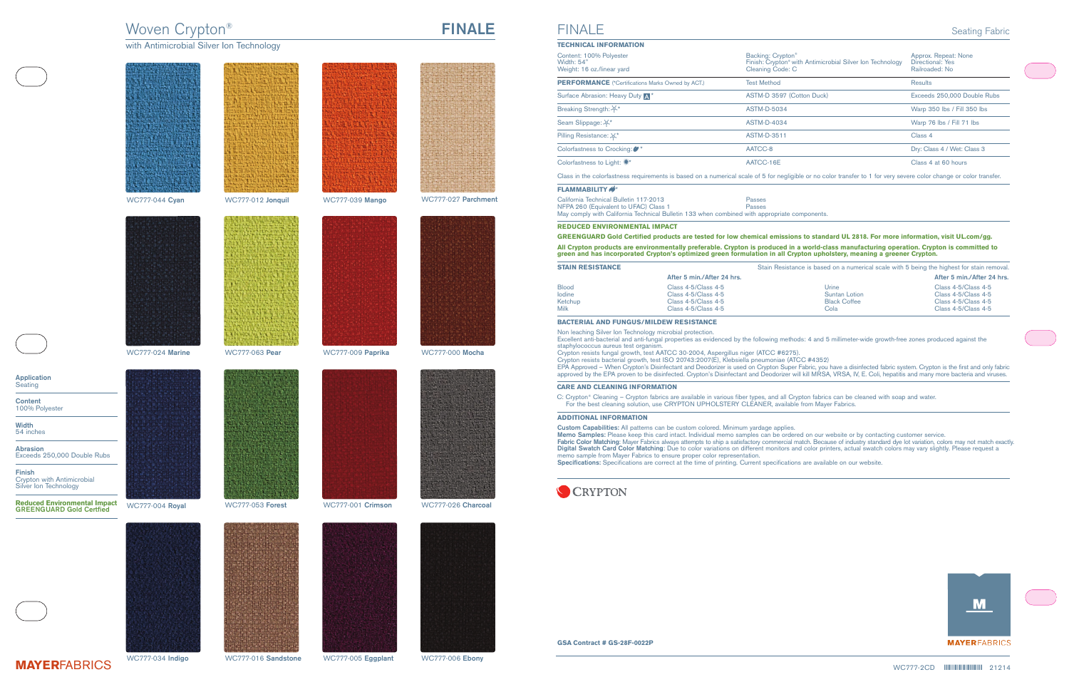# Woven Crypton®

with Antimicrobial Silver Ion Technology

# FINALE

WC777-044 **Cyan**
WC777-012 **Jonquil**
WC777-039 **Mango**
WC777-027 **Parchment**
WC777-024 **Marine**
WC777-063 **Pear**
WC777-009 **Paprika**
WC777-000 **Mocha**
WC777-004 **Royal**
WC777-053 **Forest**
WC777-001 **Crimson**
WC777-026 **Charcoal**
WC777-034 **Indigo**
WC777-016 **Sandstone**
WC777-005 **Eggplant**
WC777-006 **Ebony**

**Application**
Seating

**Content**
100% Polyester

**Width**
54 inches

**Abrasion**
Exceeds 250,000 Double Rubs

**Finish**
Crypton with Antimicrobial Silver Ion Technology

**Reduced Environmental Impact**
**GREENGUARD Gold Certfied**

MAYERFABRICS

# FINALE

Seating Fabric

## TECHNICAL INFORMATION

| | | |
|---|---|---|
| Content: 100% Polyester<br>Width: 54"<br>Weight: 16 oz./linear yard | Backing: Crypton®<br>Finish: Crypton® with Antimicrobial Silver Ion Technology<br>Cleaning Code: C | Approx. Repeat: None<br>Directional: Yes<br>Railroaded: No |

| **PERFORMANCE** (*Certifications Marks Owned by ACT.) | Test Method | Results |
|---|---|---|
| Surface Abrasion: Heavy Duty * | ASTM-D 3597 (Cotton Duck) | Exceeds 250,000 Double Rubs |
| Breaking Strength: * | ASTM-D-5034 | Warp 350 lbs / Fill 350 lbs |
| Seam Slippage: * | ASTM-D-4034 | Warp 76 lbs / Fill 71 lbs |
| Pilling Resistance: * | ASTM-D-3511 | Class 4 |
| Colorfastness to Crocking: * | AATCC-8 | Dry: Class 4 / Wet: Class 3 |
| Colorfastness to Light: * | AATCC-16E | Class 4 at 60 hours |

Class in the colorfastness requirements is based on a numerical scale of 5 for negligible or no color transfer to 1 for very severe color change or color transfer.

## FLAMMABILITY *

| | |
|---|---|
| California Technical Bulletin 117-2013 | Passes |
| NFPA 260 (Equivalent to UFAC) Class 1 | Passes |

May comply with California Technical Bulletin 133 when combined with appropriate components.

## REDUCED ENVIRONMENTAL IMPACT

**GREENGUARD Gold Certified products are tested for low chemical emissions to standard UL 2818. For more information, visit UL.com/gg.**

**All Crypton products are environmentally preferable. Crypton is produced in a world-class manufacturing operation. Crypton is committed to green and has incorporated Crypton's optimized green formulation in all Crypton upholstery, meaning a greener Crypton.**

## STAIN RESISTANCE

Stain Resistance is based on a numerical scale with 5 being the highest for stain removal.

| | After 5 min./After 24 hrs. | | After 5 min./After 24 hrs. |
|---|---|---|---|
| Blood | Class 4-5/Class 4-5 | Urine | Class 4-5/Class 4-5 |
| Iodine | Class 4-5/Class 4-5 | Suntan Lotion | Class 4-5/Class 4-5 |
| Ketchup | Class 4-5/Class 4-5 | Black Coffee | Class 4-5/Class 4-5 |
| Milk | Class 4-5/Class 4-5 | Cola | Class 4-5/Class 4-5 |

## BACTERIAL AND FUNGUS/MILDEW RESISTANCE

Non leaching Silver Ion Technology microbial protection.
Excellent anti-bacterial and anti-fungal properties as evidenced by the following methods: 4 and 5 millimeter-wide growth-free zones produced against the staphylococcus aureus test organism.
Crypton resists fungal growth, test AATCC 30-2004, Aspergillus niger (ATCC #6275).
Crypton resists bacterial growth, test ISO 20743:2007(E), Klebsiella pneumoniae (ATCC #4352)
EPA Approved – When Crypton's Disinfectant and Deodorizer is used on Crypton Super Fabric, you have a disinfected fabric system. Crypton is the first and only fabric approved by the EPA proven to be disinfected. Crypton's Disinfectant and Deodorizer will kill MRSA, VRSA, IV, E. Coli, hepatitis and many more bacteria and viruses.

## CARE AND CLEANING INFORMATION

C: Crypton® Cleaning – Crypton fabrics are available in various fiber types, and all Crypton fabrics can be cleaned with soap and water.
For the best cleaning solution, use CRYPTON UPHOLSTERY CLEANER, available from Mayer Fabrics.

## ADDITIONAL INFORMATION

**Custom Capabilities:** All patterns can be custom colored. Minimum yardage applies.
**Memo Samples:** Please keep this card intact. Individual memo samples can be ordered on our website or by contacting customer service.
**Fabric Color Matching:** Mayer Fabrics always attempts to ship a satisfactory commercial match. Because of industry standard dye lot variation, colors may not match exactly.
**Digital Swatch Card Color Matching:** Due to color variations on different monitors and color printers, actual swatch colors may vary slightly. Please request a memo sample from Mayer Fabrics to ensure proper color representation.
**Specifications:** Specifications are correct at the time of printing. Current specifications are available on our website.

CRYPTON

**GSA Contract # GS-28F-0022P**

MAYERFABRICS

WC777-2CD 21214